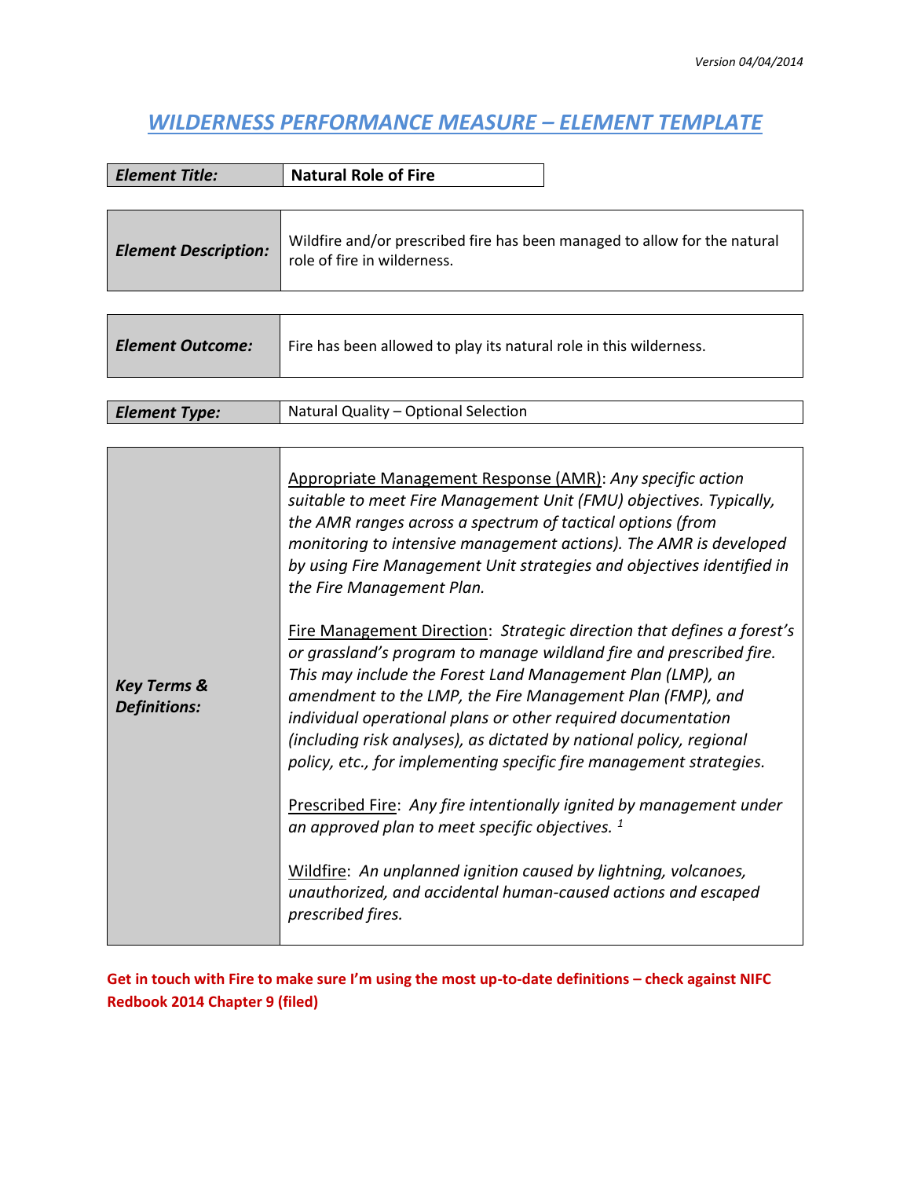Version 04/04/2014

# *WILDERNESS PERFORMANCE MEASURE – ELEMENT TEMPLATE*

| ***Element Title:*** | **Natural Role of Fire** |
|---|---|

| ***Element Description:*** | Wildfire and/or prescribed fire has been managed to allow for the natural role of fire in wilderness. |
|---|---|

| ***Element Outcome:*** | Fire has been allowed to play its natural role in this wilderness. |
|---|---|

| ***Element Type:*** | Natural Quality – Optional Selection |
|---|---|

| ***Key Terms & Definitions:*** | Appropriate Management Response (AMR): *Any specific action suitable to meet Fire Management Unit (FMU) objectives. Typically, the AMR ranges across a spectrum of tactical options (from monitoring to intensive management actions). The AMR is developed by using Fire Management Unit strategies and objectives identified in the Fire Management Plan.*<br><br>Fire Management Direction: *Strategic direction that defines a forest's or grassland's program to manage wildland fire and prescribed fire. This may include the Forest Land Management Plan (LMP), an amendment to the LMP, the Fire Management Plan (FMP), and individual operational plans or other required documentation (including risk analyses), as dictated by national policy, regional policy, etc., for implementing specific fire management strategies.*<br><br>Prescribed Fire: *Any fire intentionally ignited by management under an approved plan to meet specific objectives.* [1]<br><br>Wildfire: *An unplanned ignition caused by lightning, volcanoes, unauthorized, and accidental human-caused actions and escaped prescribed fires.* |
|---|---|

**Get in touch with Fire to make sure I'm using the most up-to-date definitions – check against NIFC Redbook 2014 Chapter 9 (filed)**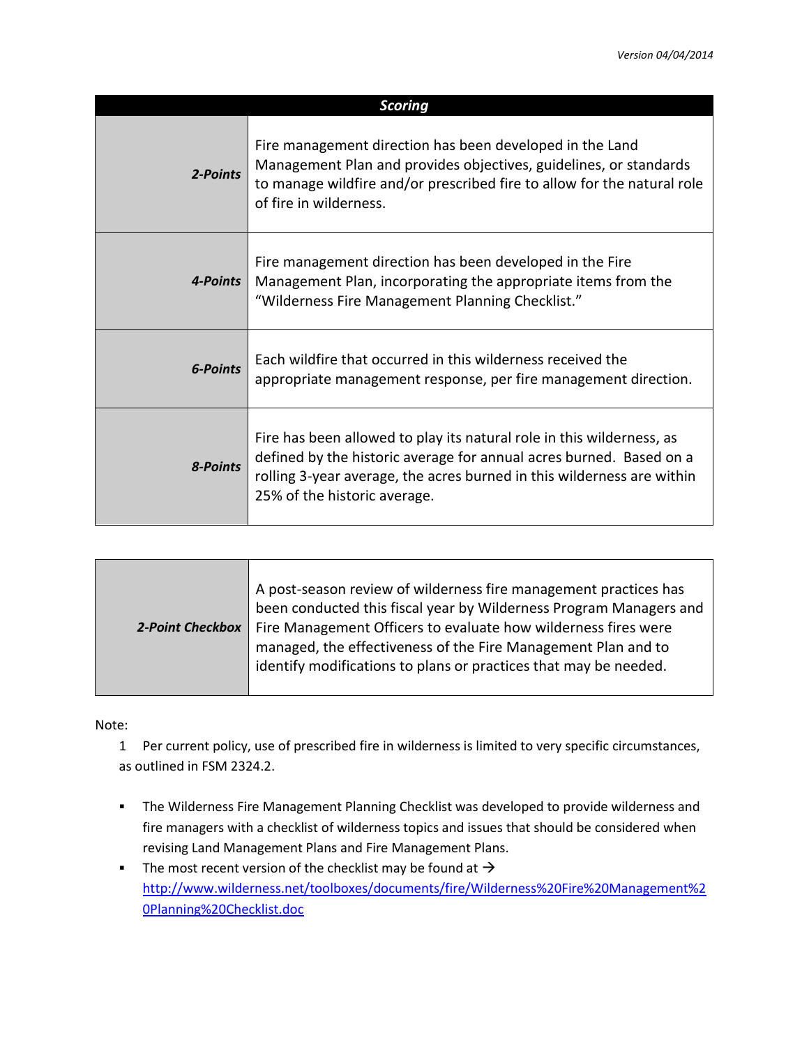| Scoring | |
|---|---|
| ***2-Points*** | Fire management direction has been developed in the Land Management Plan and provides objectives, guidelines, or standards to manage wildfire and/or prescribed fire to allow for the natural role of fire in wilderness. |
| ***4-Points*** | Fire management direction has been developed in the Fire Management Plan, incorporating the appropriate items from the "Wilderness Fire Management Planning Checklist." |
| ***6-Points*** | Each wildfire that occurred in this wilderness received the appropriate management response, per fire management direction. |
| ***8-Points*** | Fire has been allowed to play its natural role in this wilderness, as defined by the historic average for annual acres burned. Based on a rolling 3-year average, the acres burned in this wilderness are within 25% of the historic average. |

| | |
|---|---|
| ***2-Point Checkbox*** | A post-season review of wilderness fire management practices has been conducted this fiscal year by Wilderness Program Managers and Fire Management Officers to evaluate how wilderness fires were managed, the effectiveness of the Fire Management Plan and to identify modifications to plans or practices that may be needed. |

Note:

1 Per current policy, use of prescribed fire in wilderness is limited to very specific circumstances, as outlined in FSM 2324.2.

- The Wilderness Fire Management Planning Checklist was developed to provide wilderness and fire managers with a checklist of wilderness topics and issues that should be considered when revising Land Management Plans and Fire Management Plans.
- The most recent version of the checklist may be found at → http://www.wilderness.net/toolboxes/documents/fire/Wilderness%20Fire%20Management%20Planning%20Checklist.doc